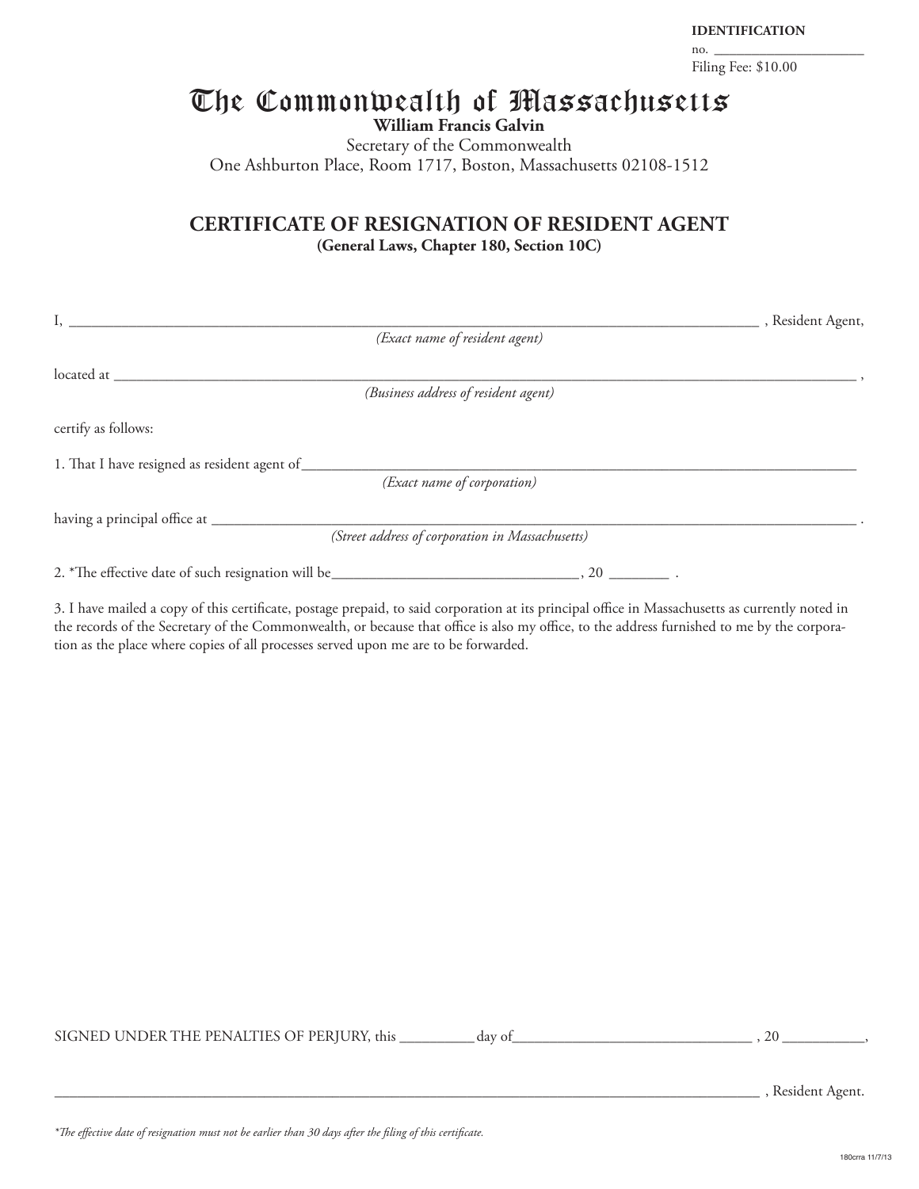**IDENTIFICATION**
no. ____________________
Filing Fee: $10.00

# The Commonwealth of Massachusetts

**William Francis Galvin**
Secretary of the Commonwealth
One Ashburton Place, Room 1717, Boston, Massachusetts 02108-1512

## CERTIFICATE OF RESIGNATION OF RESIDENT AGENT

**(General Laws, Chapter 180, Section 10C)**

I, ______________________________________________________________________________ , Resident Agent,
*(Exact name of resident agent)*

located at ______________________________________________________________________________ ,
*(Business address of resident agent)*

certify as follows:

1. That I have resigned as resident agent of______________________________________________________________________________
*(Exact name of corporation)*

having a principal office at ______________________________________________________________________________ .
*(Street address of corporation in Massachusetts)*

2. *The effective date of such resignation will be______________________________, 20 ________ .

3. I have mailed a copy of this certificate, postage prepaid, to said corporation at its principal office in Massachusetts as currently noted in the records of the Secretary of the Commonwealth, or because that office is also my office, to the address furnished to me by the corporation as the place where copies of all processes served upon me are to be forwarded.

SIGNED UNDER THE PENALTIES OF PERJURY, this __________ day of______________________________ , 20 ___________,

______________________________________________________________________________ , Resident Agent.

*\*The effective date of resignation must not be earlier than 30 days after the filing of this certificate.*

180crra 11/7/13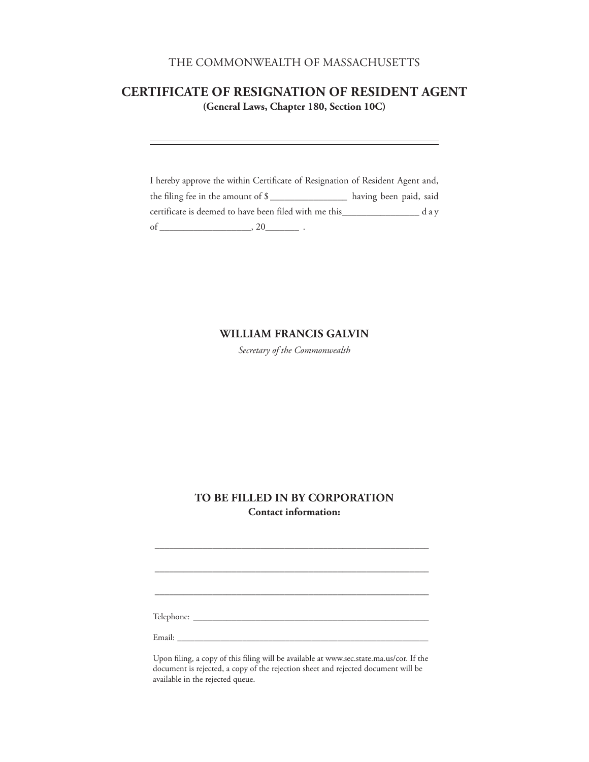THE COMMONWEALTH OF MASSACHUSETTS

# CERTIFICATE OF RESIGNATION OF RESIDENT AGENT

**(General Laws, Chapter 180, Section 10C)**

---

I hereby approve the within Certificate of Resignation of Resident Agent and, the filing fee in the amount of $________________ having been paid, said certificate is deemed to have been filed with me this________________ day of ___________________, 20_______ .

**WILLIAM FRANCIS GALVIN**

*Secretary of the Commonwealth*

## TO BE FILLED IN BY CORPORATION

**Contact information:**

______________________________________________________________

______________________________________________________________

______________________________________________________________

Telephone: ______________________________________________________

Email: _________________________________________________________

Upon filing, a copy of this filing will be available at www.sec.state.ma.us/cor. If the document is rejected, a copy of the rejection sheet and rejected document will be available in the rejected queue.